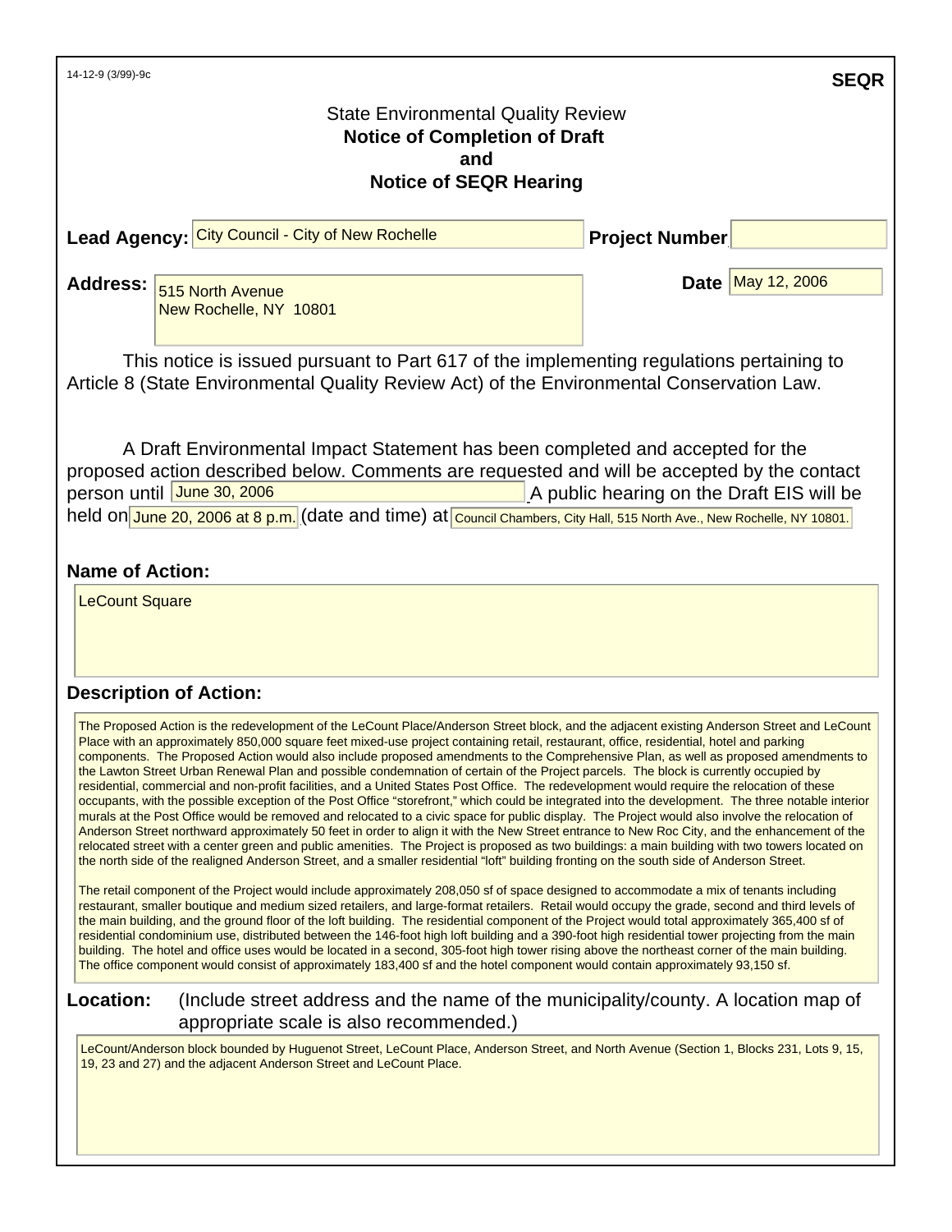14-12-9 (3/99)-9c

**SEQR**

State Environmental Quality Review

# Notice of Completion of Draft and Notice of SEQR Hearing

**Lead Agency:** City Council - City of New Rochelle

**Project Number:**

**Address:** 515 North Avenue
New Rochelle, NY 10801

**Date:** May 12, 2006

This notice is issued pursuant to Part 617 of the implementing regulations pertaining to Article 8 (State Environmental Quality Review Act) of the Environmental Conservation Law.

A Draft Environmental Impact Statement has been completed and accepted for the proposed action described below. Comments are requested and will be accepted by the contact person until June 30, 2006. A public hearing on the Draft EIS will be held on June 20, 2006 at 8 p.m. (date and time) at Council Chambers, City Hall, 515 North Ave., New Rochelle, NY 10801.

## Name of Action:

LeCount Square

## Description of Action:

The Proposed Action is the redevelopment of the LeCount Place/Anderson Street block, and the adjacent existing Anderson Street and LeCount Place with an approximately 850,000 square feet mixed-use project containing retail, restaurant, office, residential, hotel and parking components. The Proposed Action would also include proposed amendments to the Comprehensive Plan, as well as proposed amendments to the Lawton Street Urban Renewal Plan and possible condemnation of certain of the Project parcels. The block is currently occupied by residential, commercial and non-profit facilities, and a United States Post Office. The redevelopment would require the relocation of these occupants, with the possible exception of the Post Office "storefront," which could be integrated into the development. The three notable interior murals at the Post Office would be removed and relocated to a civic space for public display. The Project would also involve the relocation of Anderson Street northward approximately 50 feet in order to align it with the New Street entrance to New Roc City, and the enhancement of the relocated street with a center green and public amenities. The Project is proposed as two buildings: a main building with two towers located on the north side of the realigned Anderson Street, and a smaller residential "loft" building fronting on the south side of Anderson Street.

The retail component of the Project would include approximately 208,050 sf of space designed to accommodate a mix of tenants including restaurant, smaller boutique and medium sized retailers, and large-format retailers. Retail would occupy the grade, second and third levels of the main building, and the ground floor of the loft building. The residential component of the Project would total approximately 365,400 sf of residential condominium use, distributed between the 146-foot high loft building and a 390-foot high residential tower projecting from the main building. The hotel and office uses would be located in a second, 305-foot high tower rising above the northeast corner of the main building. The office component would consist of approximately 183,400 sf and the hotel component would contain approximately 93,150 sf.

## Location:

(Include street address and the name of the municipality/county. A location map of appropriate scale is also recommended.)

LeCount/Anderson block bounded by Huguenot Street, LeCount Place, Anderson Street, and North Avenue (Section 1, Blocks 231, Lots 9, 15, 19, 23 and 27) and the adjacent Anderson Street and LeCount Place.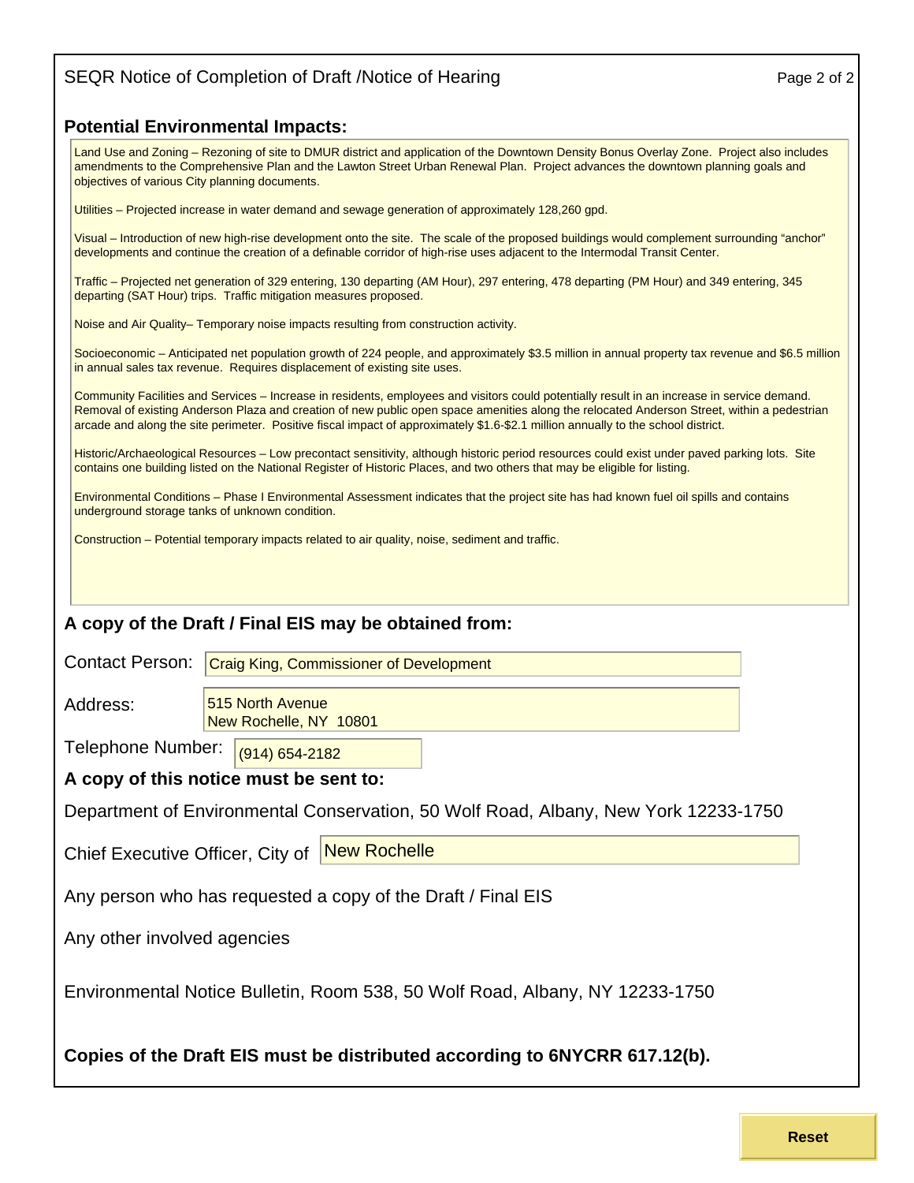## SEQR Notice of Completion of Draft /Notice of Hearing

### Potential Environmental Impacts:

Land Use and Zoning – Rezoning of site to DMUR district and application of the Downtown Density Bonus Overlay Zone. Project also includes amendments to the Comprehensive Plan and the Lawton Street Urban Renewal Plan. Project advances the downtown planning goals and objectives of various City planning documents.

Utilities – Projected increase in water demand and sewage generation of approximately 128,260 gpd.

Visual – Introduction of new high-rise development onto the site. The scale of the proposed buildings would complement surrounding "anchor" developments and continue the creation of a definable corridor of high-rise uses adjacent to the Intermodal Transit Center.

Traffic – Projected net generation of 329 entering, 130 departing (AM Hour), 297 entering, 478 departing (PM Hour) and 349 entering, 345 departing (SAT Hour) trips. Traffic mitigation measures proposed.

Noise and Air Quality– Temporary noise impacts resulting from construction activity.

Socioeconomic – Anticipated net population growth of 224 people, and approximately $3.5 million in annual property tax revenue and $6.5 million in annual sales tax revenue. Requires displacement of existing site uses.

Community Facilities and Services – Increase in residents, employees and visitors could potentially result in an increase in service demand. Removal of existing Anderson Plaza and creation of new public open space amenities along the relocated Anderson Street, within a pedestrian arcade and along the site perimeter. Positive fiscal impact of approximately $1.6-$2.1 million annually to the school district.

Historic/Archaeological Resources – Low precontact sensitivity, although historic period resources could exist under paved parking lots. Site contains one building listed on the National Register of Historic Places, and two others that may be eligible for listing.

Environmental Conditions – Phase I Environmental Assessment indicates that the project site has had known fuel oil spills and contains underground storage tanks of unknown condition.

Construction – Potential temporary impacts related to air quality, noise, sediment and traffic.

### A copy of the Draft / Final EIS may be obtained from:

Contact Person: Craig King, Commissioner of Development

Address: 515 North Avenue
New Rochelle, NY 10801

Telephone Number: (914) 654-2182

### A copy of this notice must be sent to:

Department of Environmental Conservation, 50 Wolf Road, Albany, New York 12233-1750

Chief Executive Officer, City of New Rochelle

Any person who has requested a copy of the Draft / Final EIS

Any other involved agencies

Environmental Notice Bulletin, Room 538, 50 Wolf Road, Albany, NY 12233-1750

**Copies of the Draft EIS must be distributed according to 6NYCRR 617.12(b).**